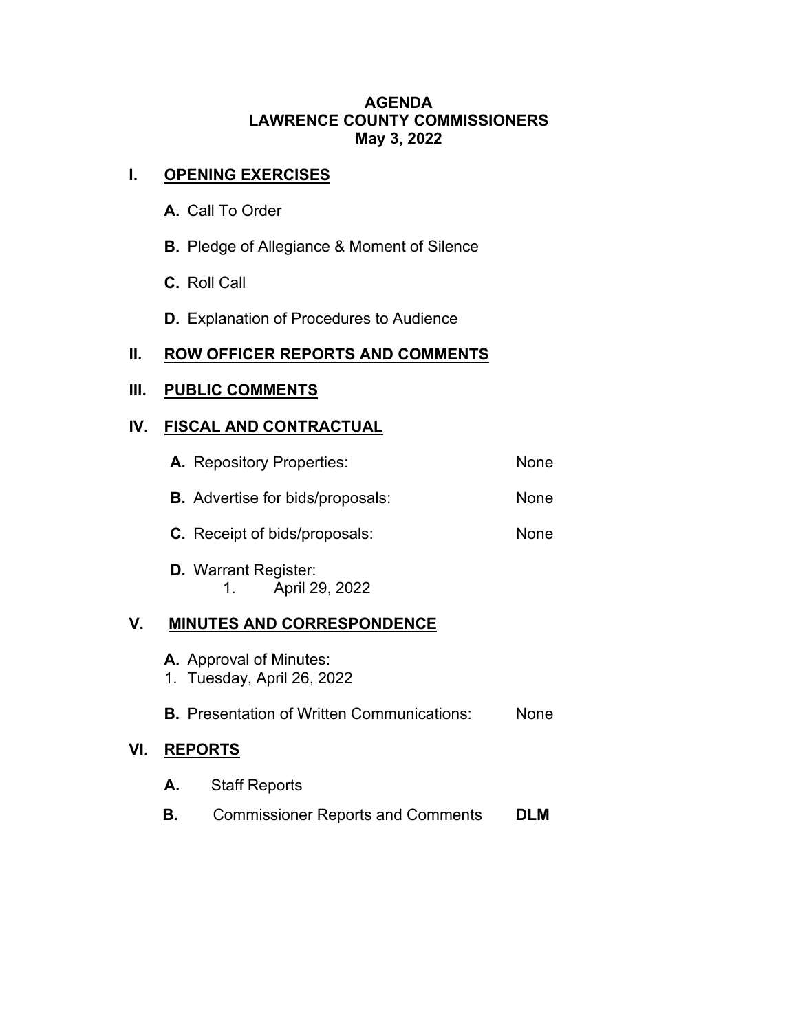# AGENDA
# LAWRENCE COUNTY COMMISSIONERS
# May 3, 2022

## I. OPENING EXERCISES

**A.** Call To Order

**B.** Pledge of Allegiance & Moment of Silence

**C.** Roll Call

**D.** Explanation of Procedures to Audience

## II. ROW OFFICER REPORTS AND COMMENTS

## III. PUBLIC COMMENTS

## IV. FISCAL AND CONTRACTUAL

**A.** Repository Properties: None

**B.** Advertise for bids/proposals: None

**C.** Receipt of bids/proposals: None

**D.** Warrant Register:
1. April 29, 2022

## V. MINUTES AND CORRESPONDENCE

**A.** Approval of Minutes:
1. Tuesday, April 26, 2022

**B.** Presentation of Written Communications: None

## VI. REPORTS

**A.** Staff Reports

**B.** Commissioner Reports and Comments **DLM**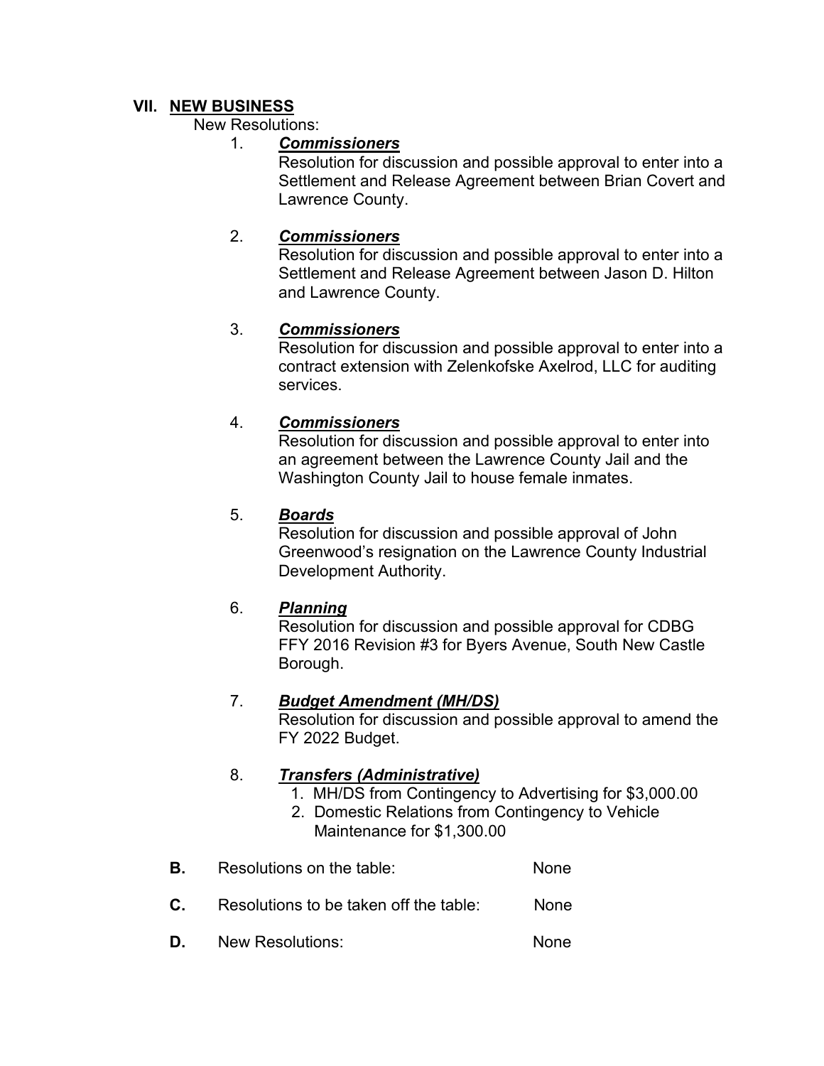## VII. **NEW BUSINESS**

New Resolutions:

1. ***Commissioners***

   Resolution for discussion and possible approval to enter into a Settlement and Release Agreement between Brian Covert and Lawrence County.

2. ***Commissioners***

   Resolution for discussion and possible approval to enter into a Settlement and Release Agreement between Jason D. Hilton and Lawrence County.

3. ***Commissioners***

   Resolution for discussion and possible approval to enter into a contract extension with Zelenkofske Axelrod, LLC for auditing services.

4. ***Commissioners***

   Resolution for discussion and possible approval to enter into an agreement between the Lawrence County Jail and the Washington County Jail to house female inmates.

5. ***Boards***

   Resolution for discussion and possible approval of John Greenwood's resignation on the Lawrence County Industrial Development Authority.

6. ***Planning***

   Resolution for discussion and possible approval for CDBG FFY 2016 Revision #3 for Byers Avenue, South New Castle Borough.

7. ***Budget Amendment (MH/DS)***

   Resolution for discussion and possible approval to amend the FY 2022 Budget.

8. ***Transfers (Administrative)***

   1. MH/DS from Contingency to Advertising for $3,000.00
   2. Domestic Relations from Contingency to Vehicle Maintenance for $1,300.00

**B.** Resolutions on the table: None

**C.** Resolutions to be taken off the table: None

**D.** New Resolutions: None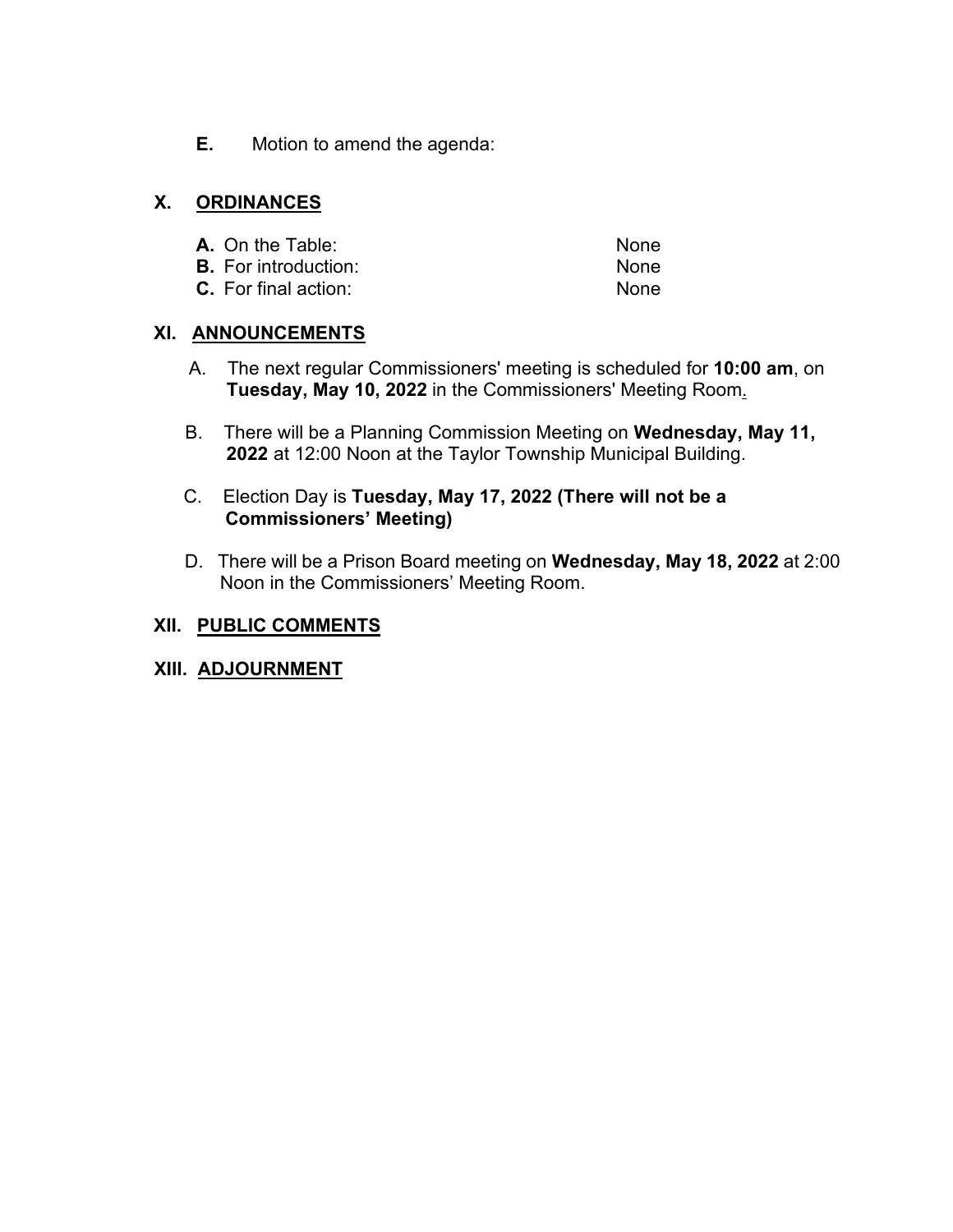**E.** Motion to amend the agenda:

## X. ORDINANCES

| | |
|---|---|
| **A.** On the Table: | None |
| **B.** For introduction: | None |
| **C.** For final action: | None |

## XI. ANNOUNCEMENTS

A. The next regular Commissioners' meeting is scheduled for **10:00 am**, on **Tuesday, May 10, 2022** in the Commissioners' Meeting Room.

B. There will be a Planning Commission Meeting on **Wednesday, May 11, 2022** at 12:00 Noon at the Taylor Township Municipal Building.

C. Election Day is **Tuesday, May 17, 2022 (There will not be a Commissioners' Meeting)**

D. There will be a Prison Board meeting on **Wednesday, May 18, 2022** at 2:00 Noon in the Commissioners' Meeting Room.

## XII. PUBLIC COMMENTS

## XIII. ADJOURNMENT